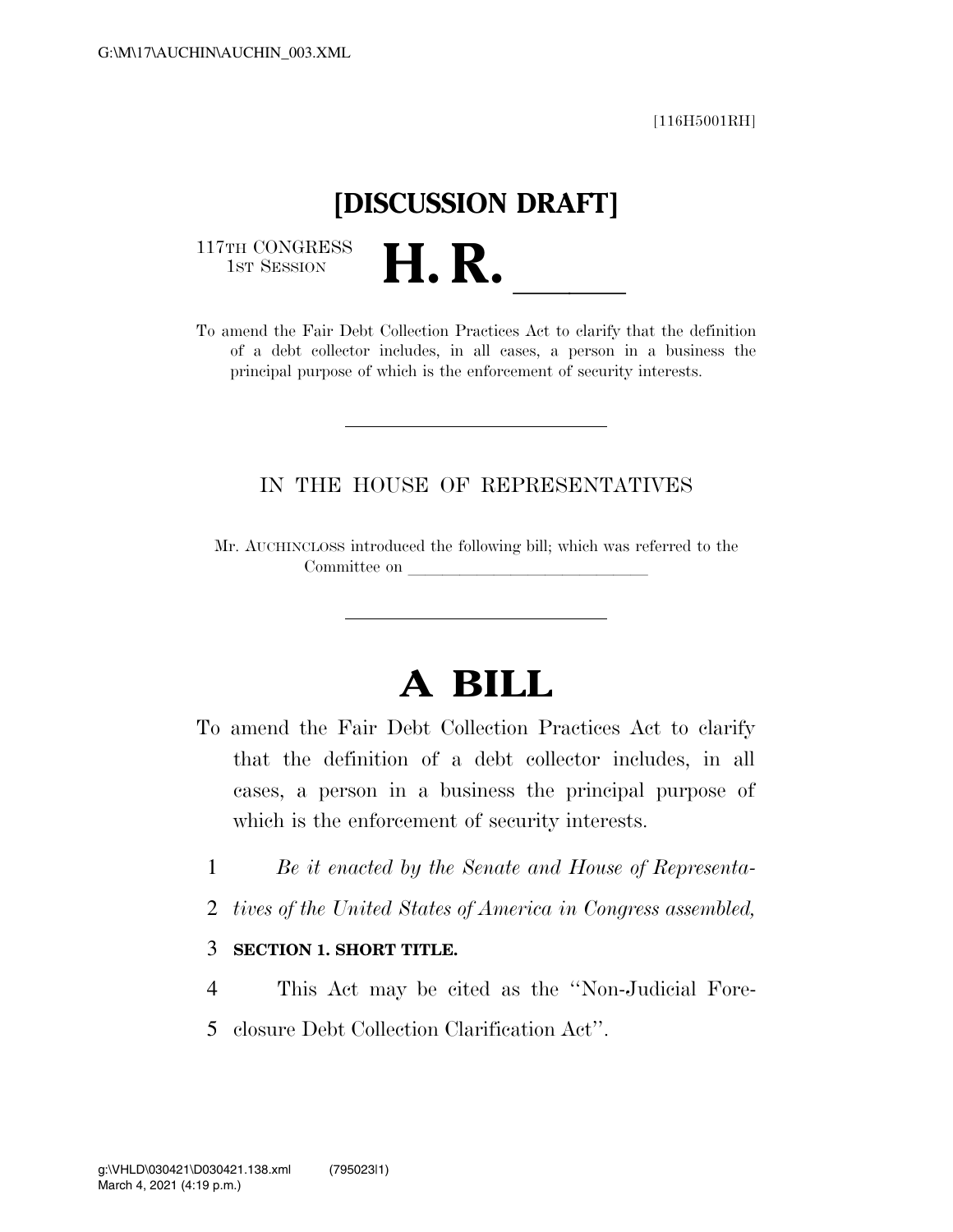[116H5001RH]

# [DISCUSSION DRAFT]

117TH CONGRESS
1ST SESSION

# H. R. \_\_\_\_\_\_

To amend the Fair Debt Collection Practices Act to clarify that the definition of a debt collector includes, in all cases, a person in a business the principal purpose of which is the enforcement of security interests.

---

IN THE HOUSE OF REPRESENTATIVES

Mr. AUCHINCLOSS introduced the following bill; which was referred to the Committee on \_\_\_\_\_\_\_\_\_\_\_\_\_\_\_\_\_\_\_\_\_\_\_\_\_\_\_\_

---

# A BILL

To amend the Fair Debt Collection Practices Act to clarify that the definition of a debt collector includes, in all cases, a person in a business the principal purpose of which is the enforcement of security interests.

1 *Be it enacted by the Senate and House of Representa-*
2 *tives of the United States of America in Congress assembled,*

3 **SECTION 1. SHORT TITLE.**

4 This Act may be cited as the ''Non-Judicial Fore-
5 closure Debt Collection Clarification Act''.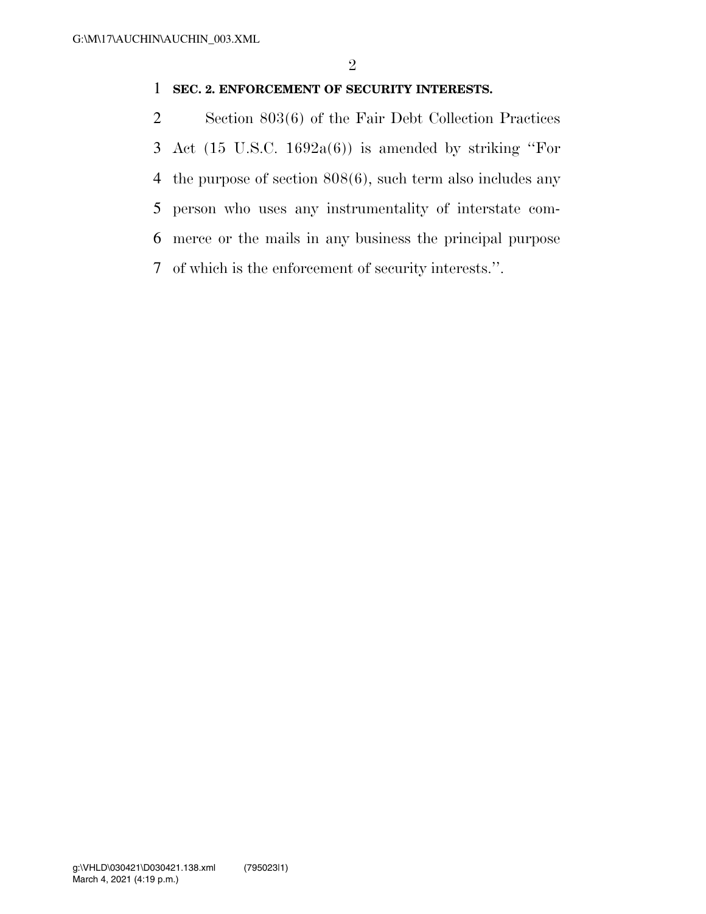**SEC. 2. ENFORCEMENT OF SECURITY INTERESTS.**

Section 803(6) of the Fair Debt Collection Practices Act (15 U.S.C. 1692a(6)) is amended by striking "For the purpose of section 808(6), such term also includes any person who uses any instrumentality of interstate commerce or the mails in any business the principal purpose of which is the enforcement of security interests.".